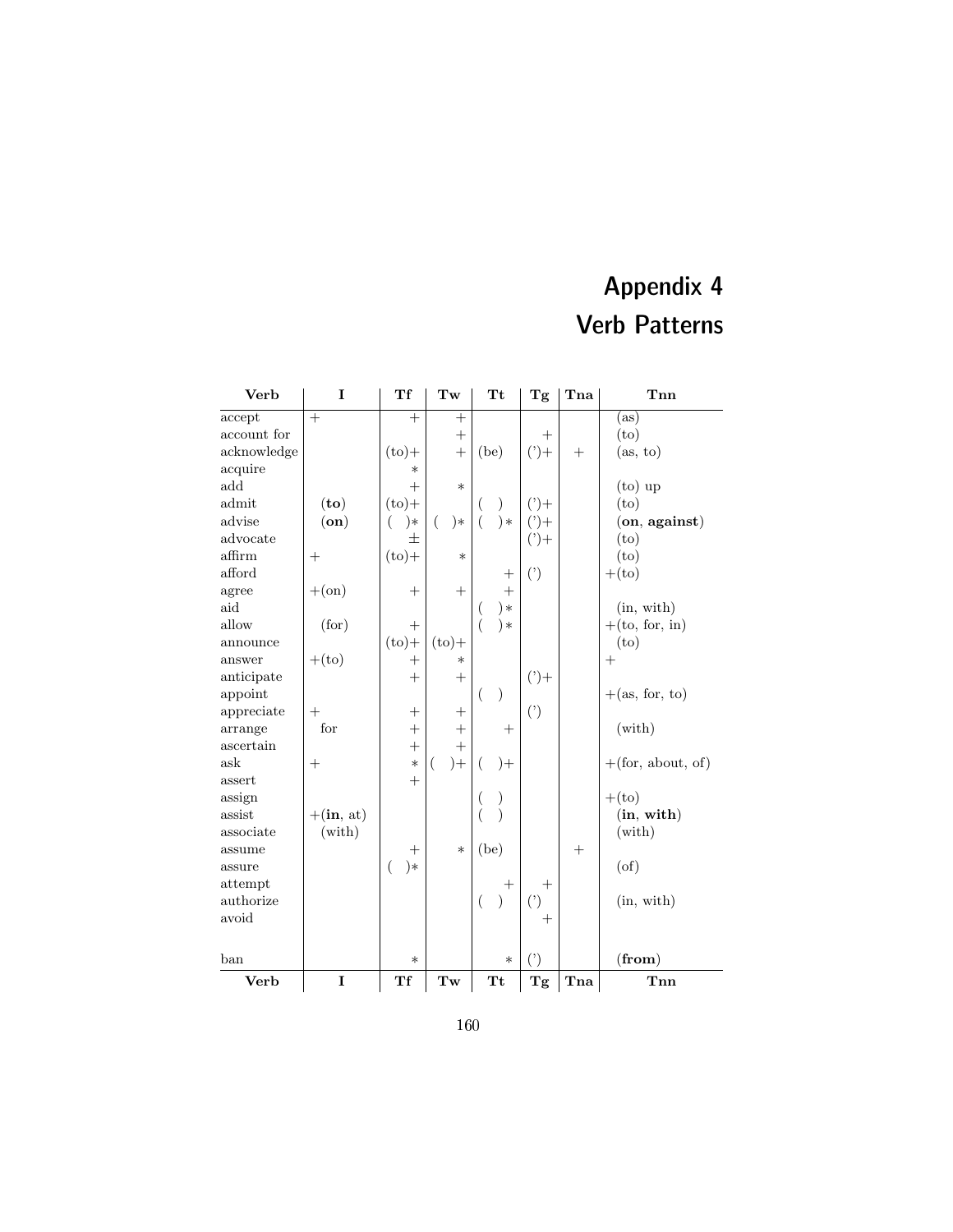# Appendix 4
# Verb Patterns

| Verb | I | Tf | Tw | Tt | Tg | Tna | Tnn |
|---|---|---|---|---|---|---|---|
| accept | + | + | + | | | | (as) |
| account for | | | + | | + | | (to) |
| acknowledge | | (to)+ | + | (be) | (')+ | + | (as, to) |
| acquire | | * | | | | | |
| add | | + | * | | | | (to) up |
| admit | (**to**) | (to)+ | | ( ) | (')+ | | (to) |
| advise | (**on**) | ( )* | ( )* | ( )* | (')+ | | (**on**, **against**) |
| advocate | | ± | | | (')+ | | (to) |
| affirm | + | (to)+ | * | | | | (to) |
| afford | | | | + | (') | | +(to) |
| agree | +(on) | + | + | + | | | |
| aid | | | | ( )* | | | (in, with) |
| allow | (for) | + | | ( )* | | | +(to, for, in) |
| announce | | (to)+ | (to)+ | | | | (to) |
| answer | +(to) | + | * | | | | + |
| anticipate | | + | + | | (')+ | | |
| appoint | | | | ( ) | | | +(as, for, to) |
| appreciate | + | + | + | | (') | | |
| arrange | for | + | + | + | | | (with) |
| ascertain | | + | + | | | | |
| ask | + | * | ( )+ | ( )+ | | | +(for, about, of) |
| assert | | + | | | | | |
| assign | | | | ( ) | | | +(to) |
| assist | +(**in**, at) | | | ( ) | | | (**in**, **with**) |
| associate | (with) | | | | | | (with) |
| assume | | + | * | (be) | | + | |
| assure | | ( )* | | | | | (of) |
| attempt | | | | + | + | | |
| authorize | | | | ( ) | (') | | (in, with) |
| avoid | | | | | + | | |
| | | | | | | | |
| ban | | * | | * | (') | | (**from**) |
| **Verb** | **I** | **Tf** | **Tw** | **Tt** | **Tg** | **Tna** | **Tnn** |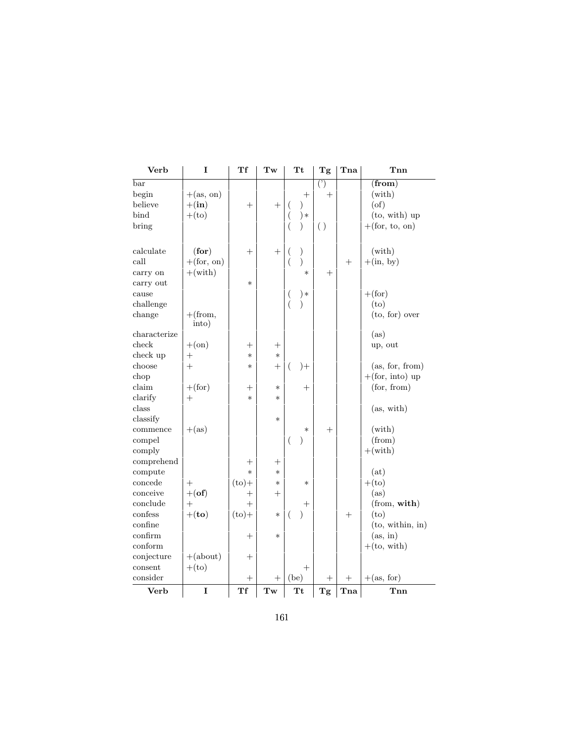| Verb | I | Tf | Tw | Tt | Tg | Tna | Tnn |
|---|---|---|---|---|---|---|---|
| bar | | | | | (') | | (**from**) |
| begin | +(as, on) | | | + | + | | (with) |
| believe | +(**in**) | + | + | ( ) | | | (of) |
| bind | +(to) | | | ( )* | | | (to, with) up |
| bring | | | | ( ) | ( ) | | +(for, to, on) |
| calculate | (**for**) | + | + | ( ) | | | (with) |
| call | +(for, on) | | | ( ) | | + | +(in, by) |
| carry on | +(with) | | | * | + | | |
| carry out | | * | | | | | |
| cause | | | | ( )* | | | +(for) |
| challenge | | | | ( ) | | | (to) |
| change | +(from, into) | | | | | | (to, for) over |
| characterize | | | | | | | (as) |
| check | +(on) | + | + | | | | up, out |
| check up | + | * | * | | | | |
| choose | + | * | + | ( )+ | | | (as, for, from) |
| chop | | | | | | | +(for, into) up |
| claim | +(for) | + | * | + | | | (for, from) |
| clarify | + | * | * | | | | |
| class | | | | | | | (as, with) |
| classify | | | * | | | | |
| commence | +(as) | | | * | + | | (with) |
| compel | | | | ( ) | | | (from) |
| comply | | | | | | | +(with) |
| comprehend | | + | + | | | | |
| compute | | * | * | | | | (at) |
| concede | + | (to)+ | * | * | | | +(to) |
| conceive | +(**of**) | + | + | | | | (as) |
| conclude | + | + | | + | | | (from, **with**) |
| confess | +(**to**) | (to)+ | * | ( ) | | + | (to) |
| confine | | | | | | | (to, within, in) |
| confirm | | + | * | | | | (as, in) |
| conform | | | | | | | +(to, with) |
| conjecture | +(about) | + | | | | | |
| consent | +(to) | | | + | | | |
| consider | | + | + | (be) | + | + | +(as, for) |
| **Verb** | **I** | **Tf** | **Tw** | **Tt** | **Tg** | **Tna** | **Tnn** |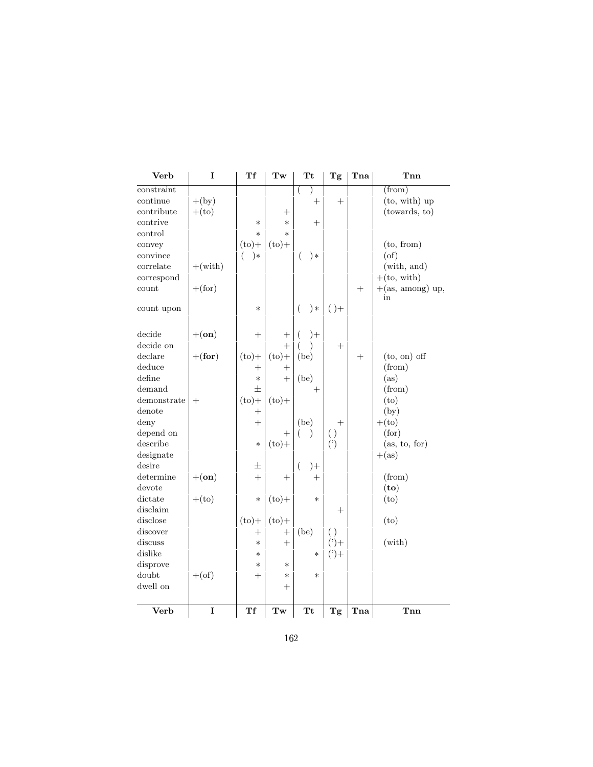| Verb | I | Tf | Tw | Tt | Tg | Tna | Tnn |
|---|---|---|---|---|---|---|---|
| constraint | | | | ( ) | | | (from) |
| continue | +(by) | | | + | + | | (to, with) up |
| contribute | +(to) | | + | | | | (towards, to) |
| contrive | | * | * | + | | | |
| control | | * | * | | | | |
| convey | | (to)+ | (to)+ | | | | (to, from) |
| convince | | ( )* | | ( )* | | | (of) |
| correlate | +(with) | | | | | | (with, and) |
| correspond | | | | | | | +(to, with) |
| count | +(for) | | | | | + | +(as, among) up, in |
| count upon | | * | | ( )* | ( )+ | | |
| | | | | | | | |
| decide | +(**on**) | + | + | ( )+ | | | |
| decide on | | | + | ( ) | + | | |
| declare | +(**for**) | (to)+ | (to)+ | (be) | | + | (to, on) off |
| deduce | | + | + | | | | (from) |
| define | | * | + | (be) | | | (as) |
| demand | | ± | | + | | | (from) |
| demonstrate | + | (to)+ | (to)+ | | | | (to) |
| denote | | + | | | | | (by) |
| deny | | + | | (be) | + | | +(to) |
| depend on | | | + | ( ) | ( ) | | (for) |
| describe | | * | (to)+ | | (') | | (as, to, for) |
| designate | | | | | | | +(as) |
| desire | | ± | | ( )+ | | | |
| determine | +(**on**) | + | + | + | | | (from) |
| devote | | | | | | | (**to**) |
| dictate | +(to) | * | (to)+ | * | | | (to) |
| disclaim | | | | | + | | |
| disclose | | (to)+ | (to)+ | | | | (to) |
| discover | | + | + | (be) | ( ) | | |
| discuss | | * | + | | (')+ | | (with) |
| dislike | | * | | * | (')+ | | |
| disprove | | * | * | | | | |
| doubt | +(of) | + | * | * | | | |
| dwell on | | | + | | | | |
| **Verb** | **I** | **Tf** | **Tw** | **Tt** | **Tg** | **Tna** | **Tnn** |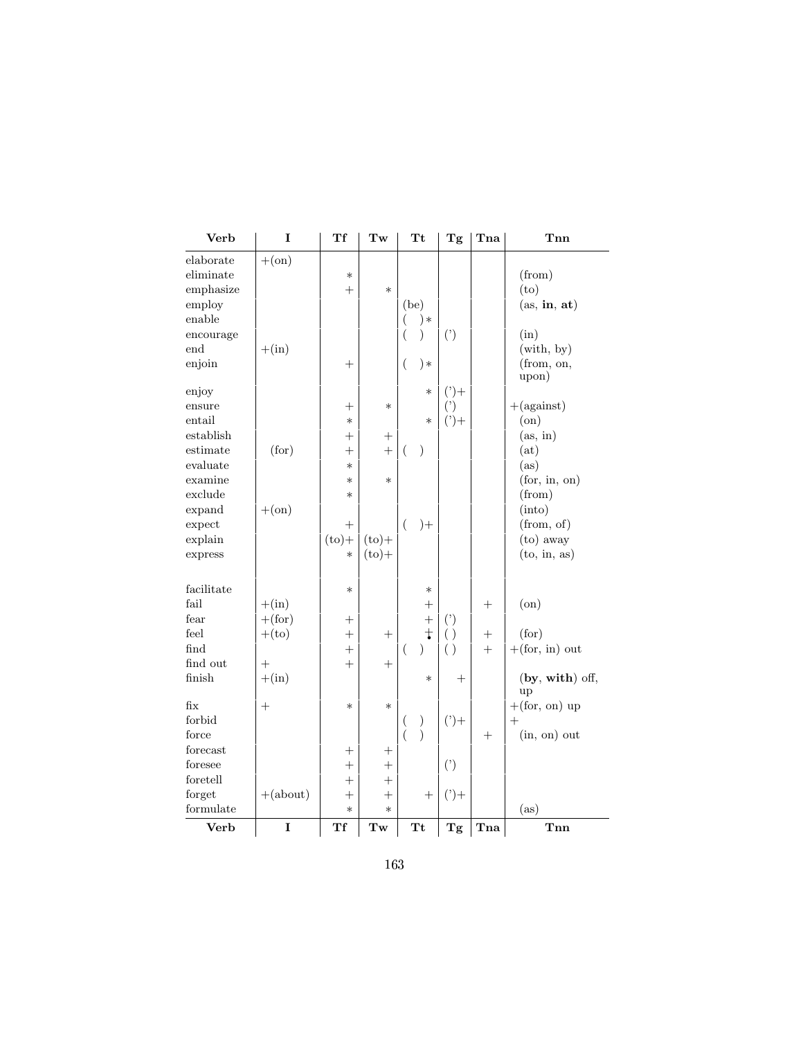| Verb | I | Tf | Tw | Tt | Tg | Tna | Tnn |
|---|---|---|---|---|---|---|---|
| elaborate | +(on) | | | | | | |
| eliminate | | * | | | | | (from) |
| emphasize | | + | * | | | | (to) |
| employ | | | | (be) | | | (as, **in**, **at**) |
| enable | | | | ( )* | | | |
| encourage | | | | ( ) | (') | | (in) |
| end | +(in) | | | | | | (with, by) |
| enjoin | | + | | ( )* | | | (from, on, upon) |
| enjoy | | | | * | (')+ | | |
| ensure | | + | * | | (') | | +(against) |
| entail | | * | | * | (')+ | | (on) |
| establish | | + | + | | | | (as, in) |
| estimate | (for) | + | + | ( ) | | | (at) |
| evaluate | | * | | | | | (as) |
| examine | | * | * | | | | (for, in, on) |
| exclude | | * | | | | | (from) |
| expand | +(on) | | | | | | (into) |
| expect | | + | | ( )+ | | | (from, of) |
| explain | | (to)+ | (to)+ | | | | (to) away |
| express | | * | (to)+ | | | | (to, in, as) |
| | | | | | | | |
| facilitate | | * | | * | | | |
| fail | +(in) | | | + | | + | (on) |
| fear | +(for) | + | | + | (') | | |
| feel | +(to) | + | + | +• | ( ) | + | (for) |
| find | | + | | ( ) | ( ) | + | +(for, in) out |
| find out | + | + | + | | | | |
| finish | +(in) | | | * | + | | (**by**, **with**) off, up |
| fix | + | * | * | | | | +(for, on) up |
| forbid | | | | ( ) | (')+ | | + |
| force | | | | ( ) | | + | (in, on) out |
| forecast | | + | + | | | | |
| foresee | | + | + | | (') | | |
| foretell | | + | + | | | | |
| forget | +(about) | + | + | + | (')+ | | |
| formulate | | * | * | | | | (as) |
| **Verb** | **I** | **Tf** | **Tw** | **Tt** | **Tg** | **Tna** | **Tnn** |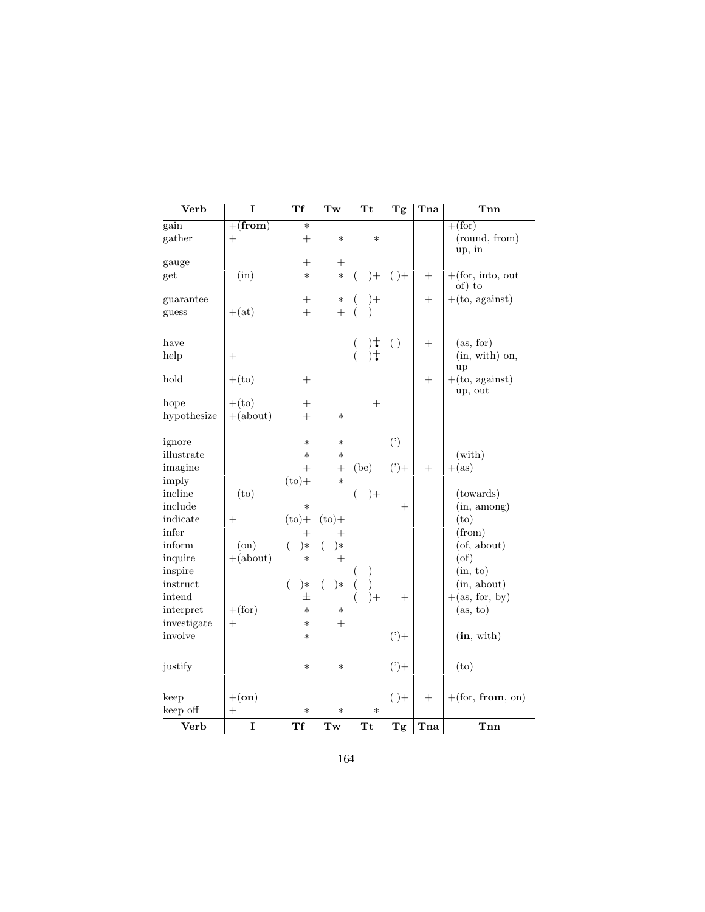| Verb | I | Tf | Tw | Tt | Tg | Tna | Tnn |
|---|---|---|---|---|---|---|---|
| gain | +(**from**) | * | | | | | +(for) |
| gather | + | + | * | * | | | (round, from) up, in |
| gauge | | + | + | | | | |
| get | (in) | * | * | ( )+ | ( )+ | + | +(for, into, out of) to |
| guarantee | | + | * | ( )+ | | + | +(to, against) |
| guess | +(at) | + | + | ( ) | | | |
| have | | | | ( )$\dotplus$ | ( ) | + | (as, for) |
| help | + | | | ( )$\dotplus$ | | | (in, with) on, up |
| hold | +(to) | + | | | | + | +(to, against) up, out |
| hope | +(to) | + | | + | | | |
| hypothesize | +(about) | + | * | | | | |
| ignore | | * | * | | (') | | |
| illustrate | | * | * | | | | (with) |
| imagine | | + | + | (be) | (')+ | + | +(as) |
| imply | | (to)+ | * | | | | |
| incline | (to) | | | ( )+ | | | (towards) |
| include | | * | | | + | | (in, among) |
| indicate | + | (to)+ | (to)+ | | | | (to) |
| infer | | + | + | | | | (from) |
| inform | (on) | ( )* | ( )* | | | | (of, about) |
| inquire | +(about) | * | + | | | | (of) |
| inspire | | | | ( ) | | | (in, to) |
| instruct | | ( )* | ( )* | ( ) | | | (in, about) |
| intend | | ± | | ( )+ | + | | +(as, for, by) |
| interpret | +(for) | * | * | | | | (as, to) |
| investigate | + | * | + | | | | |
| involve | | * | | | (')+ | | (**in**, with) |
| justify | | * | * | | (')+ | | (to) |
| keep | +(**on**) | | | | ( )+ | + | +(for, **from**, on) |
| keep off | + | * | * | * | | | |
| **Verb** | **I** | **Tf** | **Tw** | **Tt** | **Tg** | **Tna** | **Tnn** |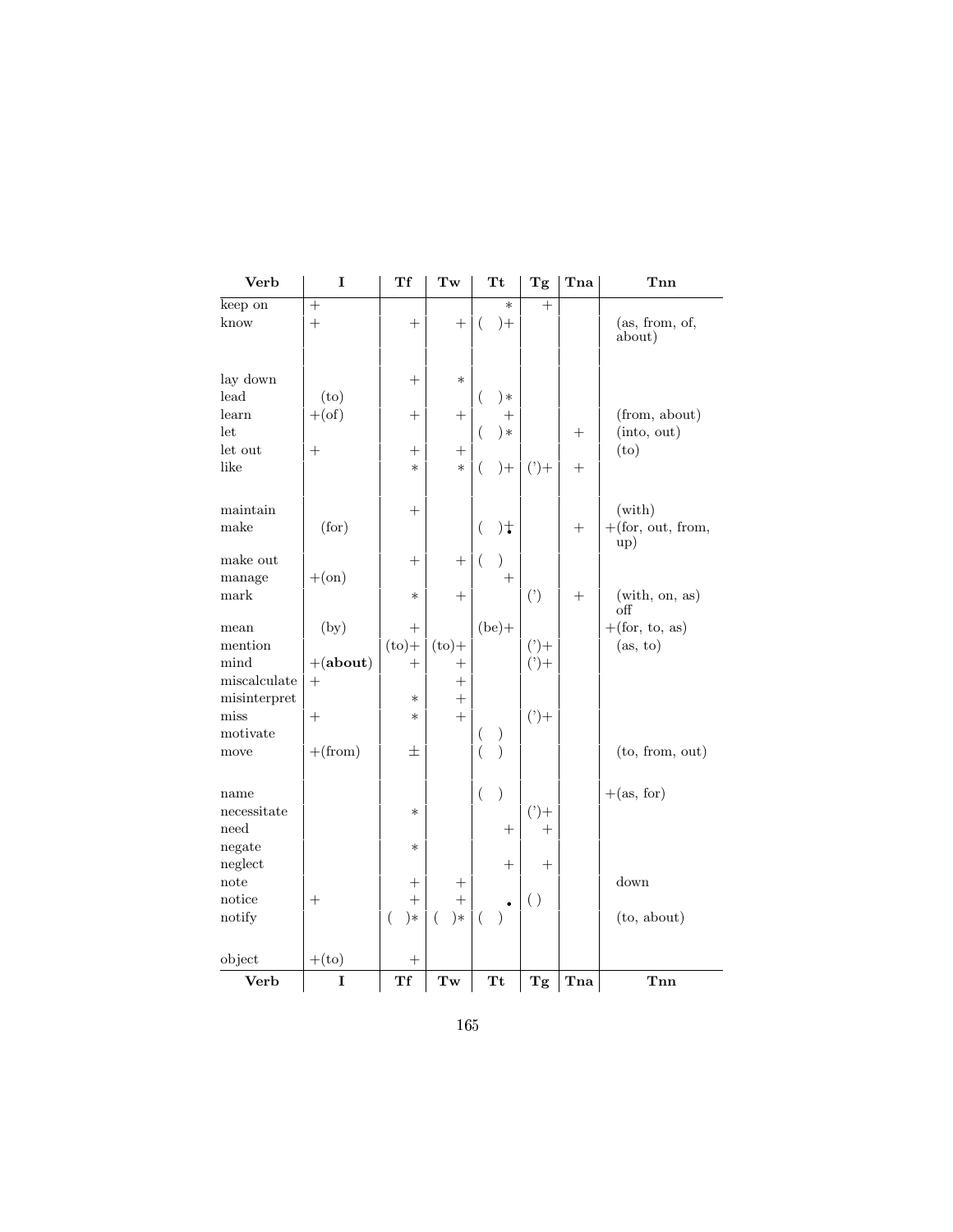| Verb | I | Tf | Tw | Tt | Tg | Tna | Tnn |
|---|---|---|---|---|---|---|---|
| keep on | + | | | * | + | | |
| know | + | + | + | ( )+ | | | (as, from, of, about) |
| lay down | | + | * | | | | |
| lead | (to) | | | ( )* | | | |
| learn | +(of) | + | + | + | | | (from, about) |
| let | | | | ( )* | | + | (into, out) |
| let out | + | + | + | | | | (to) |
| like | | * | * | ( )+ | (')+ | + | |
| maintain | | + | | | | | (with) |
| make | (for) | | | ( )$\dot{+}$ | | + | +(for, out, from, up) |
| make out | | + | + | ( ) | | | |
| manage | +(on) | | | + | | | |
| mark | | * | + | | (') | + | (with, on, as) off |
| mean | (by) | + | | (be)+ | | | +(for, to, as) |
| mention | | (to)+ | (to)+ | | (')+ | | (as, to) |
| mind | +(**about**) | + | + | | (')+ | | |
| miscalculate | + | | + | | | | |
| misinterpret | | * | + | | | | |
| miss | + | * | + | | (')+ | | |
| motivate | | | | ( ) | | | |
| move | +(from) | ± | | ( ) | | | (to, from, out) |
| name | | | | ( ) | | | +(as, for) |
| necessitate | | * | | | (')+ | | |
| need | | | | + | + | | |
| negate | | * | | | | | |
| neglect | | | | + | + | | |
| note | | + | + | | | | down |
| notice | + | + | + | • | ( ) | | |
| notify | | ( )* | ( )* | ( ) | | | (to, about) |
| object | +(to) | + | | | | | |
| **Verb** | **I** | **Tf** | **Tw** | **Tt** | **Tg** | **Tna** | **Tnn** |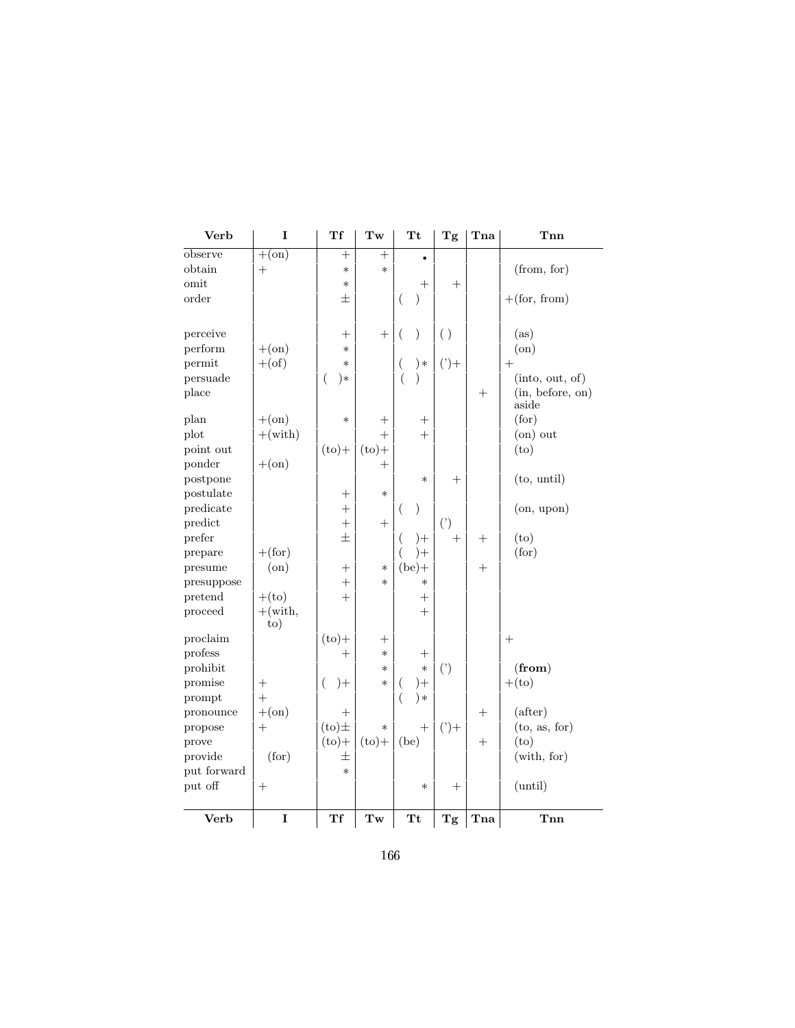| Verb | I | Tf | Tw | Tt | Tg | Tna | Tnn |
|---|---|---|---|---|---|---|---|
| observe | +(on) | + | + | • | | | |
| obtain | + | * | * | | | | (from, for) |
| omit | | * | | + | + | | |
| order | | ± | | ( ) | | | +(for, from) |
| perceive | | + | + | ( ) | ( ) | | (as) |
| perform | +(on) | * | | | | | (on) |
| permit | +(of) | * | | ( )* | (')+ | | + |
| persuade | | ( )* | | ( ) | | | (into, out, of) |
| place | | | | | | + | (in, before, on) aside |
| plan | +(on) | * | + | + | | | (for) |
| plot | +(with) | | + | + | | | (on) out |
| point out | | (to)+ | (to)+ | | | | (to) |
| ponder | +(on) | | + | | | | |
| postpone | | | | * | + | | (to, until) |
| postulate | | + | * | | | | |
| predicate | | + | | ( ) | | | (on, upon) |
| predict | | + | + | | (') | | |
| prefer | | ± | | ( )+ | + | + | (to) |
| prepare | +(for) | | | ( )+ | | | (for) |
| presume | (on) | + | * | (be)+ | | + | |
| presuppose | | + | * | * | | | |
| pretend | +(to) | + | | + | | | |
| proceed | +(with, to) | | | + | | | |
| proclaim | | (to)+ | + | | | | + |
| profess | | + | * | + | | | |
| prohibit | | | * | * | (') | | (**from**) |
| promise | + | ( )+ | * | ( )+ | | | +(to) |
| prompt | + | | | ( )* | | | |
| pronounce | +(on) | + | | | | + | (after) |
| propose | + | (to)± | * | + | (')+ | | (to, as, for) |
| prove | | (to)+ | (to)+ | (be) | | + | (to) |
| provide | (for) | ± | | | | | (with, for) |
| put forward | | * | | | | | |
| put off | + | | | * | + | | (until) |
| **Verb** | **I** | **Tf** | **Tw** | **Tt** | **Tg** | **Tna** | **Tnn** |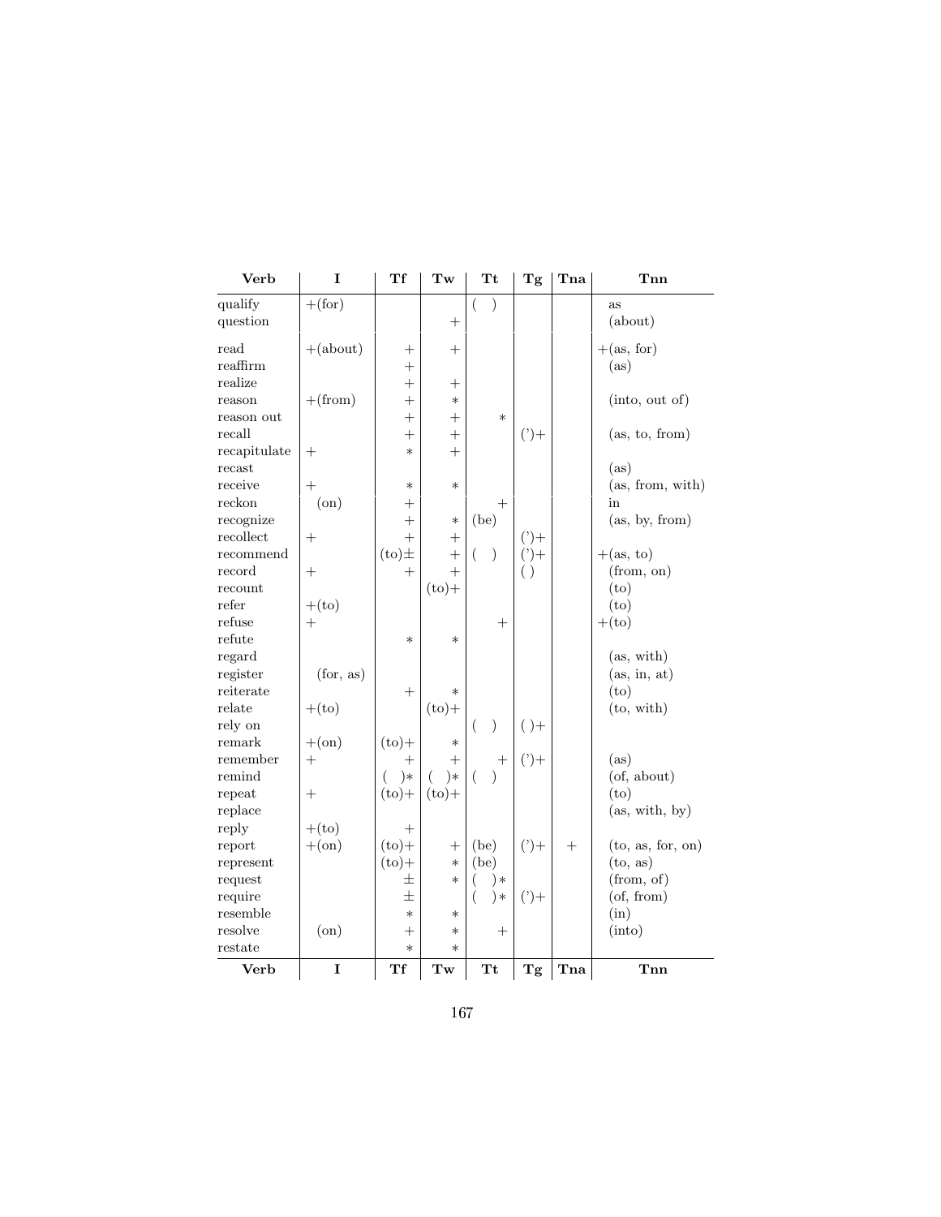| Verb | I | Tf | Tw | Tt | Tg | Tna | Tnn |
|---|---|---|---|---|---|---|---|
| qualify | +(for) | | | ( ) | | | as |
| question | | | + | | | | (about) |
| read | +(about) | + | + | | | | +(as, for) |
| reaffirm | | + | | | | | (as) |
| realize | | + | + | | | | |
| reason | +(from) | + | * | | | | (into, out of) |
| reason out | | + | + | * | | | |
| recall | | + | + | | (')+ | | (as, to, from) |
| recapitulate | + | * | + | | | | |
| recast | | | | | | | (as) |
| receive | + | * | * | | | | (as, from, with) |
| reckon | (on) | + | | + | | | in |
| recognize | | + | * | (be) | | | (as, by, from) |
| recollect | + | + | + | | (')+ | | |
| recommend | | (to)± | + | ( ) | (')+ | | +(as, to) |
| record | + | + | + | | ( ) | | (from, on) |
| recount | | | (to)+ | | | | (to) |
| refer | +(to) | | | | | | (to) |
| refuse | + | | | + | | | +(to) |
| refute | | * | * | | | | |
| regard | | | | | | | (as, with) |
| register | (for, as) | | | | | | (as, in, at) |
| reiterate | | + | * | | | | (to) |
| relate | +(to) | | (to)+ | | | | (to, with) |
| rely on | | | | ( ) | ( )+ | | |
| remark | +(on) | (to)+ | * | | | | |
| remember | + | + | + | + | (')+ | | (as) |
| remind | | ( )* | ( )* | ( ) | | | (of, about) |
| repeat | + | (to)+ | (to)+ | | | | (to) |
| replace | | | | | | | (as, with, by) |
| reply | +(to) | + | | | | | |
| report | +(on) | (to)+ | + | (be) | (')+ | + | (to, as, for, on) |
| represent | | (to)+ | * | (be) | | | (to, as) |
| request | | ± | * | ( )* | | | (from, of) |
| require | | ± | | ( )* | (')+ | | (of, from) |
| resemble | | * | * | | | | (in) |
| resolve | (on) | + | * | + | | | (into) |
| restate | | * | * | | | | |
| **Verb** | **I** | **Tf** | **Tw** | **Tt** | **Tg** | **Tna** | **Tnn** |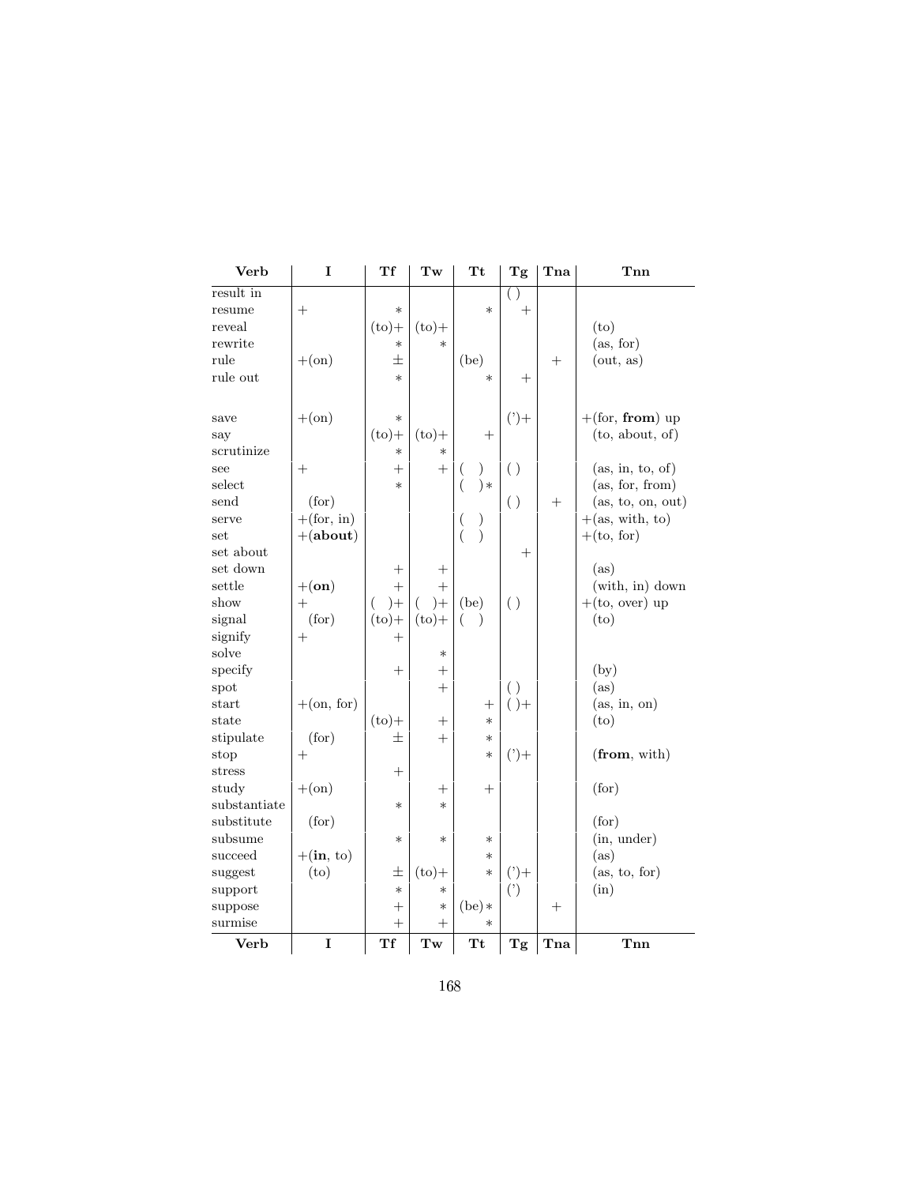| Verb | I | Tf | Tw | Tt | Tg | Tna | Tnn |
|---|---|---|---|---|---|---|---|
| result in | | | | | ( ) | | |
| resume | + | * | | * | + | | |
| reveal | | (to)+ | (to)+ | | | | (to) |
| rewrite | | * | * | | | | (as, for) |
| rule | +(on) | ± | | (be) | | + | (out, as) |
| rule out | | * | | * | + | | |
| | | | | | | | |
| save | +(on) | * | | | (')+ | | +(for, **from**) up |
| say | | (to)+ | (to)+ | + | | | (to, about, of) |
| scrutinize | | * | * | | | | |
| see | + | + | + | ( ) | ( ) | | (as, in, to, of) |
| select | | * | | ( )* | | | (as, for, from) |
| send | (for) | | | | ( ) | + | (as, to, on, out) |
| serve | +(for, in) | | | ( ) | | | +(as, with, to) |
| set | +(**about**) | | | ( ) | | | +(to, for) |
| set about | | | | | + | | |
| set down | | + | + | | | | (as) |
| settle | +(**on**) | + | + | | | | (with, in) down |
| show | + | ( )+ | ( )+ | (be) | ( ) | | +(to, over) up |
| signal | (for) | (to)+ | (to)+ | ( ) | | | (to) |
| signify | + | + | | | | | |
| solve | | | * | | | | |
| specify | | + | + | | | | (by) |
| spot | | | + | | ( ) | | (as) |
| start | +(on, for) | | | + | ( )+ | | (as, in, on) |
| state | | (to)+ | + | * | | | (to) |
| stipulate | (for) | ± | + | * | | | |
| stop | + | | | * | (')+ | | (**from**, with) |
| stress | | + | | | | | |
| study | +(on) | | + | + | | | (for) |
| substantiate | | * | * | | | | |
| substitute | (for) | | | | | | (for) |
| subsume | | * | * | * | | | (in, under) |
| succeed | +(**in**, to) | | | * | | | (as) |
| suggest | (to) | ± | (to)+ | * | (')+ | | (as, to, for) |
| support | | * | * | | (') | | (in) |
| suppose | | + | * | (be)* | | + | |
| surmise | | + | + | * | | | |
| **Verb** | **I** | **Tf** | **Tw** | **Tt** | **Tg** | **Tna** | **Tnn** |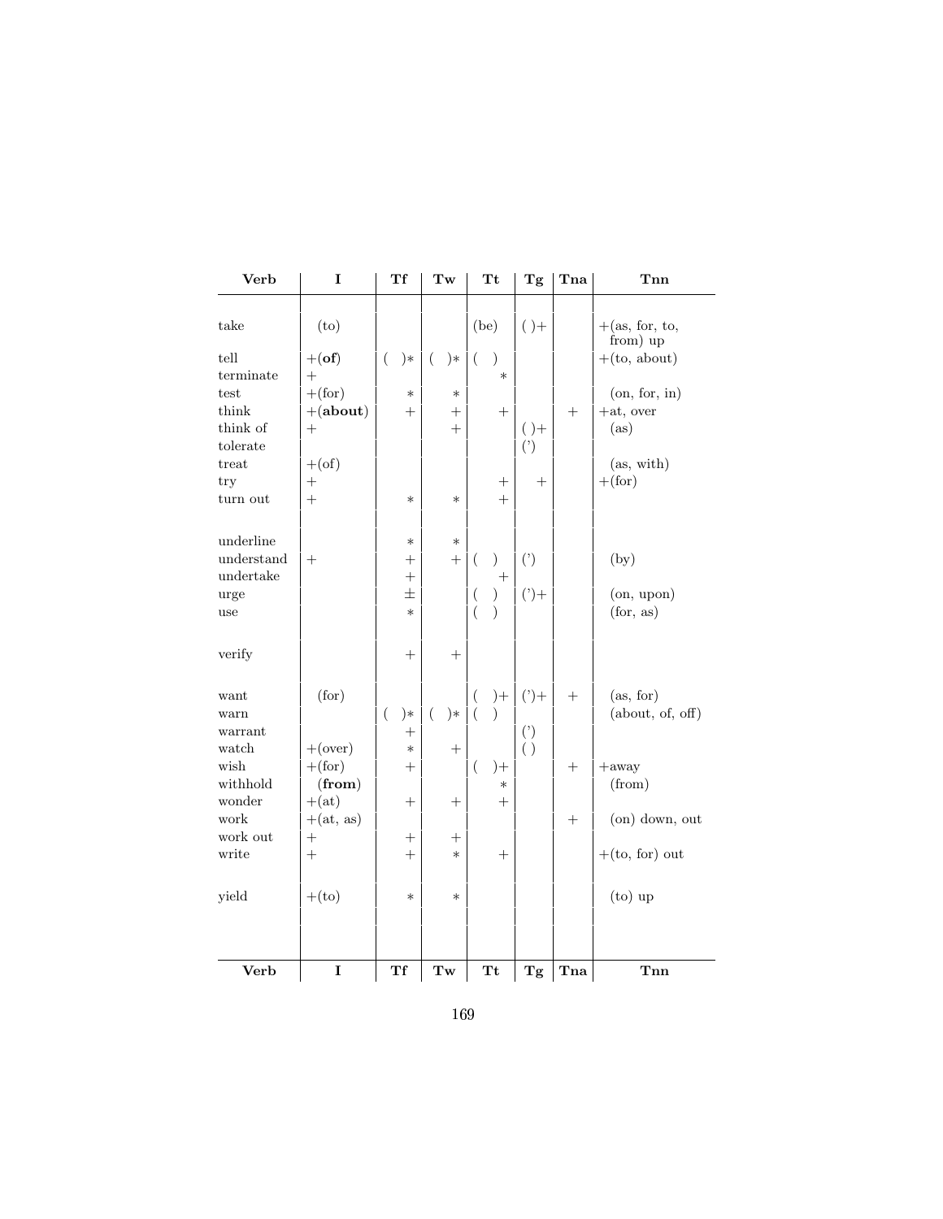| Verb | I | Tf | Tw | Tt | Tg | Tna | Tnn |
|---|---|---|---|---|---|---|---|
| take | (to) | | | (be) | ( )+ | | +(as, for, to, from) up |
| tell | +(**of**) | ( )* | ( )* | ( ) | | | +(to, about) |
| terminate | + | | | * | | | |
| test | +(for) | * | * | | | | (on, for, in) |
| think | +(**about**) | + | + | + | | + | +at, over |
| think of | + | | + | | ( )+ | | (as) |
| tolerate | | | | | (') | | |
| treat | +(of) | | | | | | (as, with) |
| try | + | | | + | + | | +(for) |
| turn out | + | * | * | + | | | |
| underline | | * | * | | | | |
| understand | + | + | + | ( ) | (') | | (by) |
| undertake | | + | | + | | | |
| urge | | ± | | ( ) | (')+ | | (on, upon) |
| use | | * | | ( ) | | | (for, as) |
| verify | | + | + | | | | |
| want | (for) | | | ( )+ | (')+ | + | (as, for) |
| warn | | ( )* | ( )* | ( ) | | | (about, of, off) |
| warrant | | + | | | (') | | |
| watch | +(over) | * | + | | ( ) | | |
| wish | +(for) | + | | ( )+ | | + | +away |
| withhold | (**from**) | | | * | | | (from) |
| wonder | +(at) | + | + | + | | | |
| work | +(at, as) | | | | | + | (on) down, out |
| work out | + | + | + | | | | |
| write | + | + | * | + | | | +(to, for) out |
| yield | +(to) | * | * | | | | (to) up |
| **Verb** | **I** | **Tf** | **Tw** | **Tt** | **Tg** | **Tna** | **Tnn** |